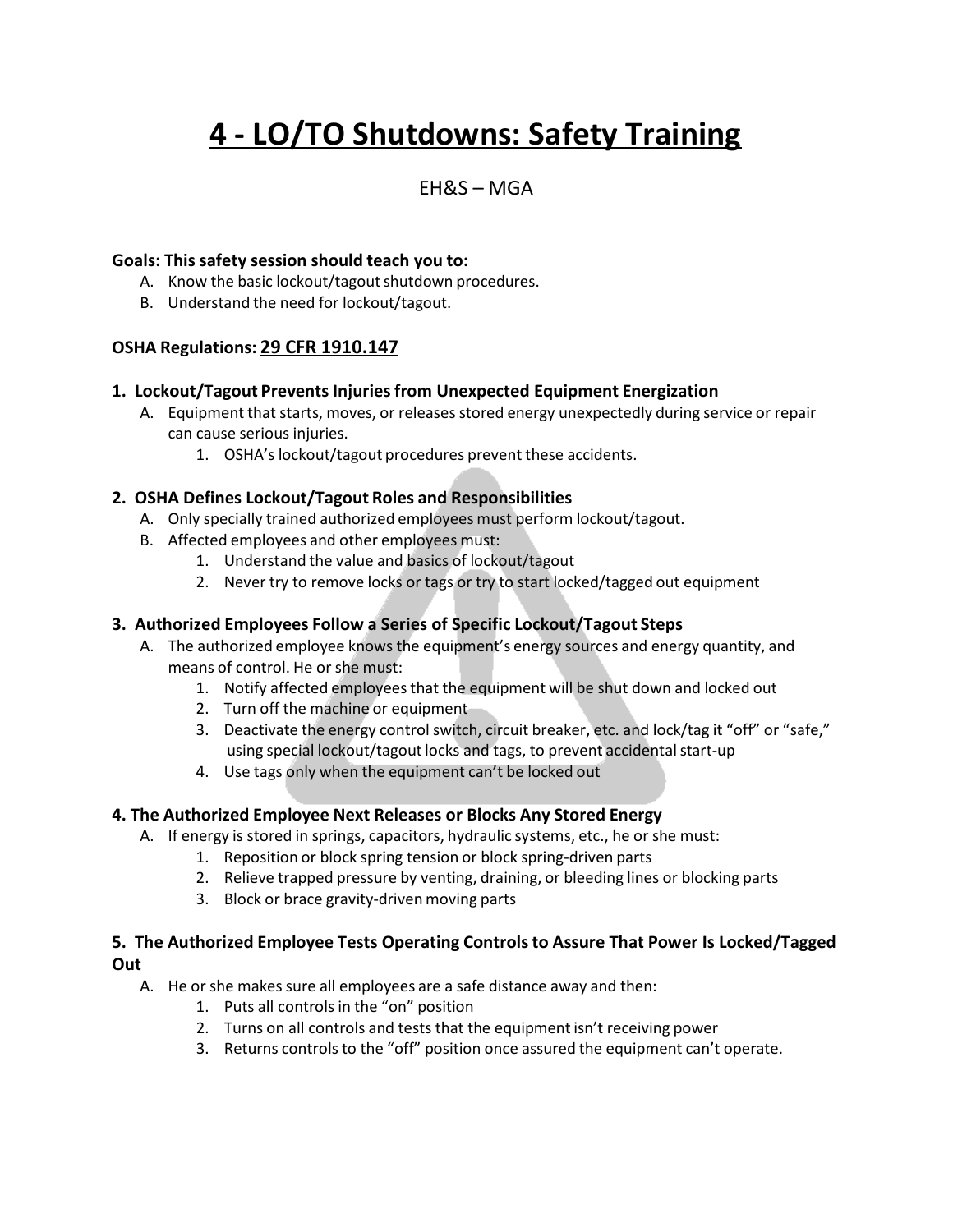# 4 - LO/TO Shutdowns: Safety Training

EH&S – MGA

**Goals: This safety session should teach you to:**

A. Know the basic lockout/tagout shutdown procedures.
B. Understand the need for lockout/tagout.

**OSHA Regulations: 29 CFR 1910.147**

### 1. Lockout/Tagout Prevents Injuries from Unexpected Equipment Energization

A. Equipment that starts, moves, or releases stored energy unexpectedly during service or repair can cause serious injuries.
   1. OSHA's lockout/tagout procedures prevent these accidents.

### 2. OSHA Defines Lockout/Tagout Roles and Responsibilities

A. Only specially trained authorized employees must perform lockout/tagout.
B. Affected employees and other employees must:
   1. Understand the value and basics of lockout/tagout
   2. Never try to remove locks or tags or try to start locked/tagged out equipment

### 3. Authorized Employees Follow a Series of Specific Lockout/Tagout Steps

A. The authorized employee knows the equipment's energy sources and energy quantity, and means of control. He or she must:
   1. Notify affected employees that the equipment will be shut down and locked out
   2. Turn off the machine or equipment
   3. Deactivate the energy control switch, circuit breaker, etc. and lock/tag it "off" or "safe," using special lockout/tagout locks and tags, to prevent accidental start-up
   4. Use tags only when the equipment can't be locked out

### 4. The Authorized Employee Next Releases or Blocks Any Stored Energy

A. If energy is stored in springs, capacitors, hydraulic systems, etc., he or she must:
   1. Reposition or block spring tension or block spring-driven parts
   2. Relieve trapped pressure by venting, draining, or bleeding lines or blocking parts
   3. Block or brace gravity-driven moving parts

### 5. The Authorized Employee Tests Operating Controls to Assure That Power Is Locked/Tagged Out

A. He or she makes sure all employees are a safe distance away and then:
   1. Puts all controls in the "on" position
   2. Turns on all controls and tests that the equipment isn't receiving power
   3. Returns controls to the "off" position once assured the equipment can't operate.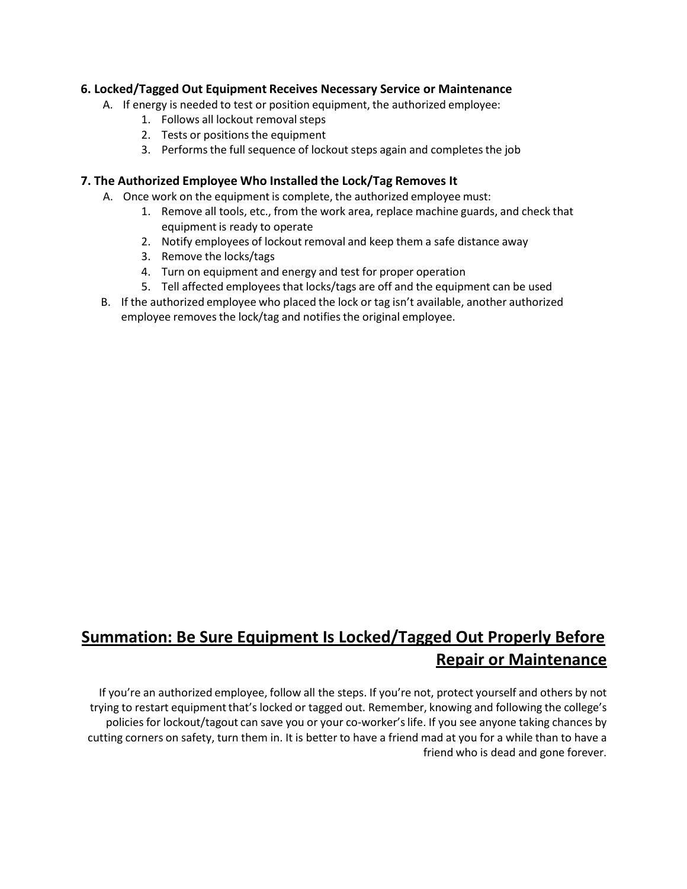### 6. Locked/Tagged Out Equipment Receives Necessary Service or Maintenance

A. If energy is needed to test or position equipment, the authorized employee:
   1. Follows all lockout removal steps
   2. Tests or positions the equipment
   3. Performs the full sequence of lockout steps again and completes the job

### 7. The Authorized Employee Who Installed the Lock/Tag Removes It

A. Once work on the equipment is complete, the authorized employee must:
   1. Remove all tools, etc., from the work area, replace machine guards, and check that equipment is ready to operate
   2. Notify employees of lockout removal and keep them a safe distance away
   3. Remove the locks/tags
   4. Turn on equipment and energy and test for proper operation
   5. Tell affected employees that locks/tags are off and the equipment can be used

B. If the authorized employee who placed the lock or tag isn't available, another authorized employee removes the lock/tag and notifies the original employee.

## <u>Summation: Be Sure Equipment Is Locked/Tagged Out Properly Before Repair or Maintenance</u>

If you're an authorized employee, follow all the steps. If you're not, protect yourself and others by not trying to restart equipment that's locked or tagged out. Remember, knowing and following the college's policies for lockout/tagout can save you or your co-worker's life. If you see anyone taking chances by cutting corners on safety, turn them in. It is better to have a friend mad at you for a while than to have a friend who is dead and gone forever.